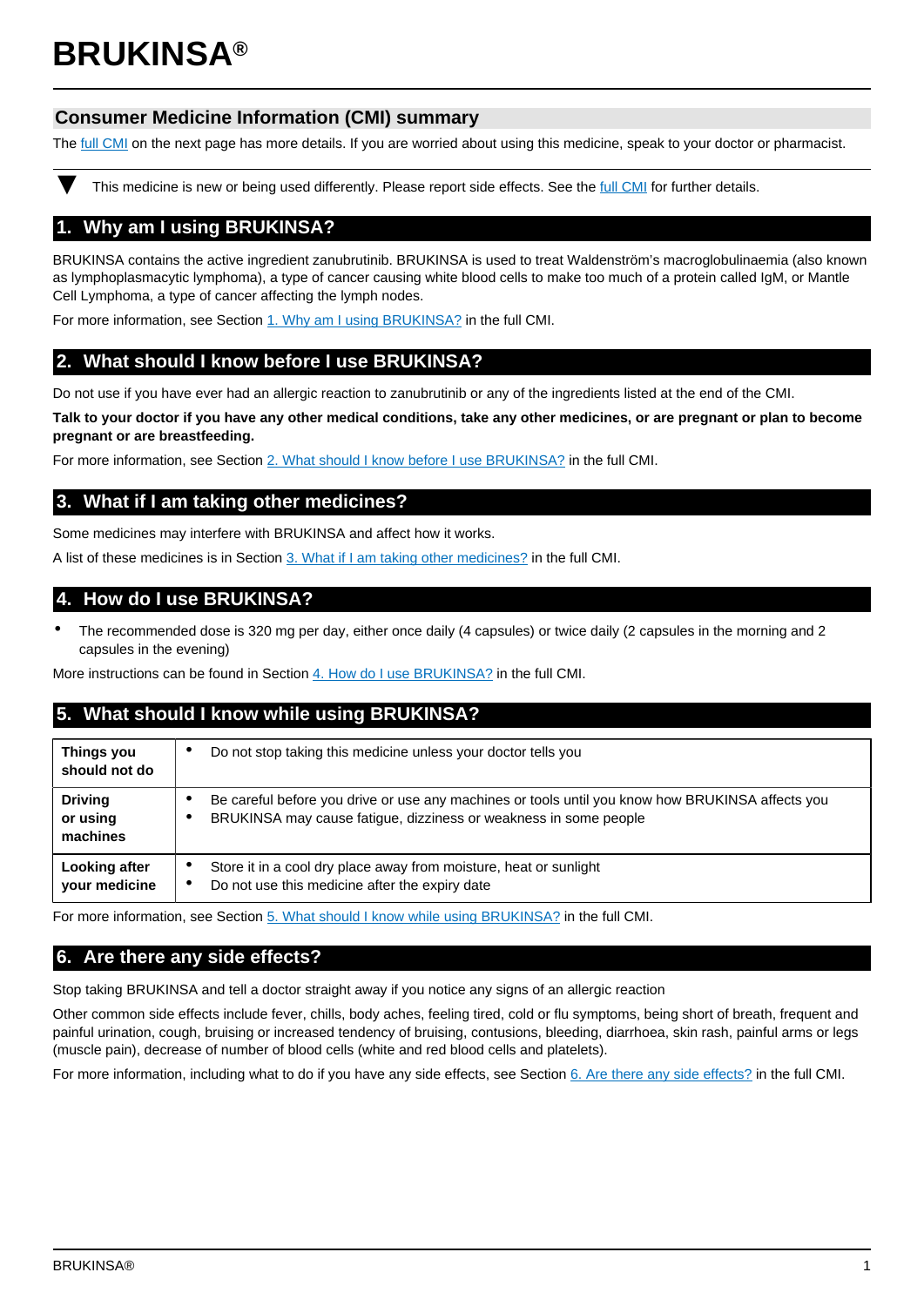# BRUKINSA®

## Consumer Medicine Information (CMI) summary

The full CMI on the next page has more details. If you are worried about using this medicine, speak to your doctor or pharmacist.

▼ This medicine is new or being used differently. Please report side effects. See the full CMI for further details.

## 1. Why am I using BRUKINSA?

BRUKINSA contains the active ingredient zanubrutinib. BRUKINSA is used to treat Waldenström's macroglobulinaemia (also known as lymphoplasmacytic lymphoma), a type of cancer causing white blood cells to make too much of a protein called IgM, or Mantle Cell Lymphoma, a type of cancer affecting the lymph nodes.

For more information, see Section 1. Why am I using BRUKINSA? in the full CMI.

## 2. What should I know before I use BRUKINSA?

Do not use if you have ever had an allergic reaction to zanubrutinib or any of the ingredients listed at the end of the CMI.

**Talk to your doctor if you have any other medical conditions, take any other medicines, or are pregnant or plan to become pregnant or are breastfeeding.**

For more information, see Section 2. What should I know before I use BRUKINSA? in the full CMI.

## 3. What if I am taking other medicines?

Some medicines may interfere with BRUKINSA and affect how it works.

A list of these medicines is in Section 3. What if I am taking other medicines? in the full CMI.

## 4. How do I use BRUKINSA?

- The recommended dose is 320 mg per day, either once daily (4 capsules) or twice daily (2 capsules in the morning and 2 capsules in the evening)

More instructions can be found in Section 4. How do I use BRUKINSA? in the full CMI.

## 5. What should I know while using BRUKINSA?

| | |
|---|---|
| **Things you should not do** | • Do not stop taking this medicine unless your doctor tells you |
| **Driving or using machines** | • Be careful before you drive or use any machines or tools until you know how BRUKINSA affects you<br>• BRUKINSA may cause fatigue, dizziness or weakness in some people |
| **Looking after your medicine** | • Store it in a cool dry place away from moisture, heat or sunlight<br>• Do not use this medicine after the expiry date |

For more information, see Section 5. What should I know while using BRUKINSA? in the full CMI.

## 6. Are there any side effects?

Stop taking BRUKINSA and tell a doctor straight away if you notice any signs of an allergic reaction

Other common side effects include fever, chills, body aches, feeling tired, cold or flu symptoms, being short of breath, frequent and painful urination, cough, bruising or increased tendency of bruising, contusions, bleeding, diarrhoea, skin rash, painful arms or legs (muscle pain), decrease of number of blood cells (white and red blood cells and platelets).

For more information, including what to do if you have any side effects, see Section 6. Are there any side effects? in the full CMI.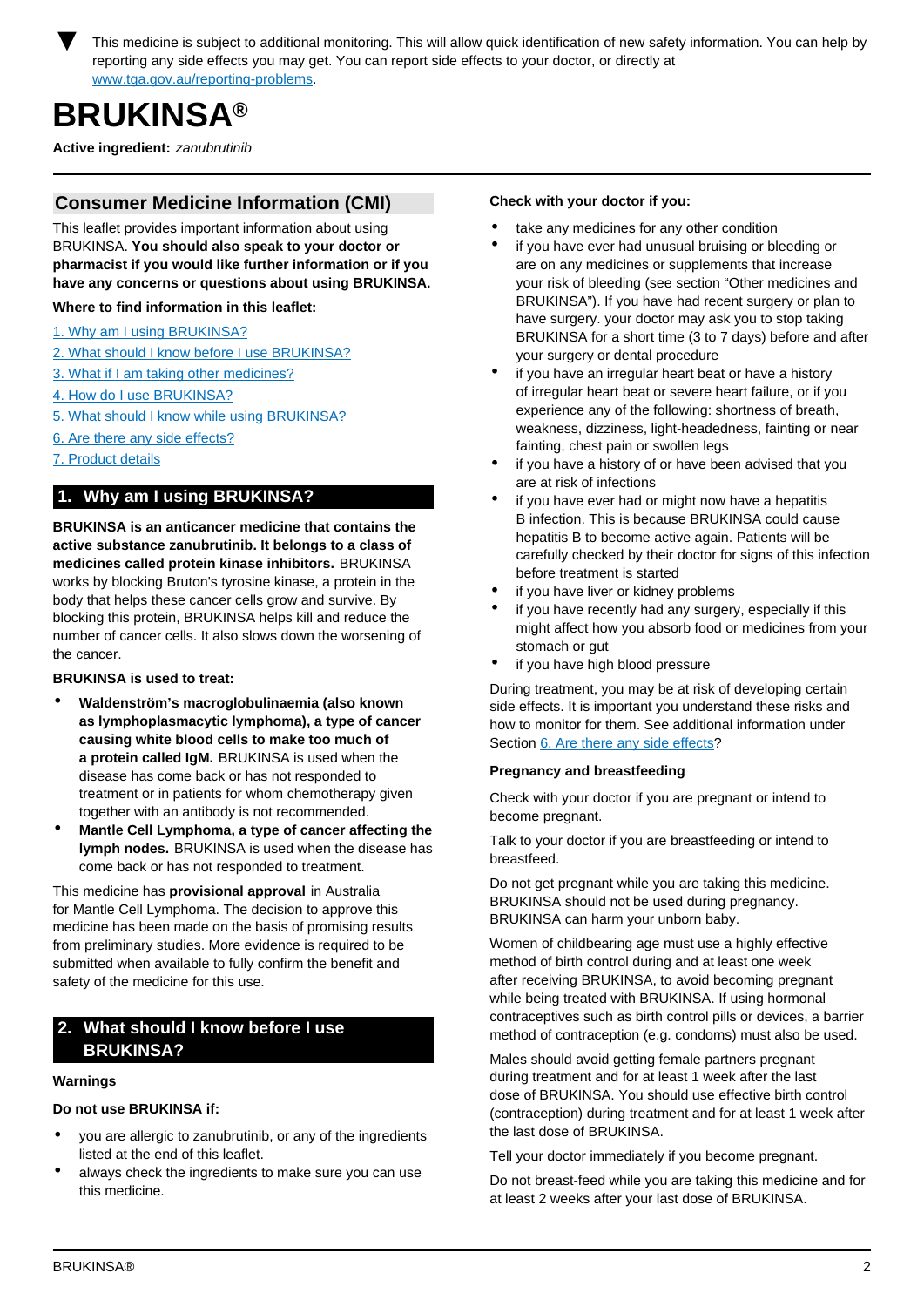▼ This medicine is subject to additional monitoring. This will allow quick identification of new safety information. You can help by reporting any side effects you may get. You can report side effects to your doctor, or directly at [www.tga.gov.au/reporting-problems](www.tga.gov.au/reporting-problems).

# BRUKINSA®

**Active ingredient:** *zanubrutinib*

## Consumer Medicine Information (CMI)

This leaflet provides important information about using BRUKINSA. **You should also speak to your doctor or pharmacist if you would like further information or if you have any concerns or questions about using BRUKINSA.**

**Where to find information in this leaflet:**

1. Why am I using BRUKINSA?
2. What should I know before I use BRUKINSA?
3. What if I am taking other medicines?
4. How do I use BRUKINSA?
5. What should I know while using BRUKINSA?
6. Are there any side effects?
7. Product details

## 1. Why am I using BRUKINSA?

**BRUKINSA is an anticancer medicine that contains the active substance zanubrutinib. It belongs to a class of medicines called protein kinase inhibitors.** BRUKINSA works by blocking Bruton's tyrosine kinase, a protein in the body that helps these cancer cells grow and survive. By blocking this protein, BRUKINSA helps kill and reduce the number of cancer cells. It also slows down the worsening of the cancer.

**BRUKINSA is used to treat:**

- **Waldenström's macroglobulinaemia (also known as lymphoplasmacytic lymphoma), a type of cancer causing white blood cells to make too much of a protein called IgM.** BRUKINSA is used when the disease has come back or has not responded to treatment or in patients for whom chemotherapy given together with an antibody is not recommended.
- **Mantle Cell Lymphoma, a type of cancer affecting the lymph nodes.** BRUKINSA is used when the disease has come back or has not responded to treatment.

This medicine has **provisional approval** in Australia for Mantle Cell Lymphoma. The decision to approve this medicine has been made on the basis of promising results from preliminary studies. More evidence is required to be submitted when available to fully confirm the benefit and safety of the medicine for this use.

## 2. What should I know before I use BRUKINSA?

**Warnings**

**Do not use BRUKINSA if:**

- you are allergic to zanubrutinib, or any of the ingredients listed at the end of this leaflet.
- always check the ingredients to make sure you can use this medicine.

**Check with your doctor if you:**

- take any medicines for any other condition
- if you have ever had unusual bruising or bleeding or are on any medicines or supplements that increase your risk of bleeding (see section "Other medicines and BRUKINSA"). If you have had recent surgery or plan to have surgery. your doctor may ask you to stop taking BRUKINSA for a short time (3 to 7 days) before and after your surgery or dental procedure
- if you have an irregular heart beat or have a history of irregular heart beat or severe heart failure, or if you experience any of the following: shortness of breath, weakness, dizziness, light-headedness, fainting or near fainting, chest pain or swollen legs
- if you have a history of or have been advised that you are at risk of infections
- if you have ever had or might now have a hepatitis B infection. This is because BRUKINSA could cause hepatitis B to become active again. Patients will be carefully checked by their doctor for signs of this infection before treatment is started
- if you have liver or kidney problems
- if you have recently had any surgery, especially if this might affect how you absorb food or medicines from your stomach or gut
- if you have high blood pressure

During treatment, you may be at risk of developing certain side effects. It is important you understand these risks and how to monitor for them. See additional information under Section 6. Are there any side effects?

**Pregnancy and breastfeeding**

Check with your doctor if you are pregnant or intend to become pregnant.

Talk to your doctor if you are breastfeeding or intend to breastfeed.

Do not get pregnant while you are taking this medicine. BRUKINSA should not be used during pregnancy. BRUKINSA can harm your unborn baby.

Women of childbearing age must use a highly effective method of birth control during and at least one week after receiving BRUKINSA, to avoid becoming pregnant while being treated with BRUKINSA. If using hormonal contraceptives such as birth control pills or devices, a barrier method of contraception (e.g. condoms) must also be used.

Males should avoid getting female partners pregnant during treatment and for at least 1 week after the last dose of BRUKINSA. You should use effective birth control (contraception) during treatment and for at least 1 week after the last dose of BRUKINSA.

Tell your doctor immediately if you become pregnant.

Do not breast-feed while you are taking this medicine and for at least 2 weeks after your last dose of BRUKINSA.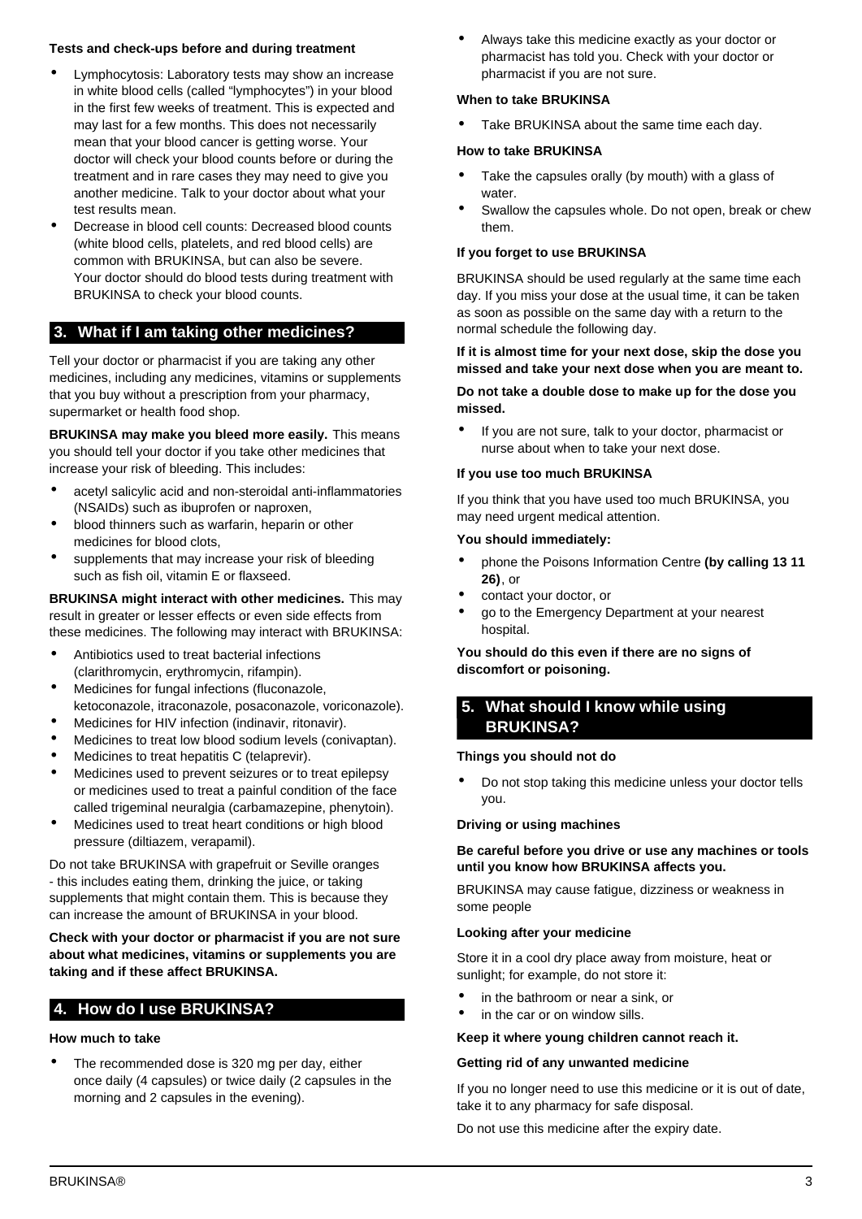**Tests and check-ups before and during treatment**

- Lymphocytosis: Laboratory tests may show an increase in white blood cells (called "lymphocytes") in your blood in the first few weeks of treatment. This is expected and may last for a few months. This does not necessarily mean that your blood cancer is getting worse. Your doctor will check your blood counts before or during the treatment and in rare cases they may need to give you another medicine. Talk to your doctor about what your test results mean.
- Decrease in blood cell counts: Decreased blood counts (white blood cells, platelets, and red blood cells) are common with BRUKINSA, but can also be severe. Your doctor should do blood tests during treatment with BRUKINSA to check your blood counts.

## 3. What if I am taking other medicines?

Tell your doctor or pharmacist if you are taking any other medicines, including any medicines, vitamins or supplements that you buy without a prescription from your pharmacy, supermarket or health food shop.

**BRUKINSA may make you bleed more easily.** This means you should tell your doctor if you take other medicines that increase your risk of bleeding. This includes:

- acetyl salicylic acid and non-steroidal anti-inflammatories (NSAIDs) such as ibuprofen or naproxen,
- blood thinners such as warfarin, heparin or other medicines for blood clots,
- supplements that may increase your risk of bleeding such as fish oil, vitamin E or flaxseed.

**BRUKINSA might interact with other medicines.** This may result in greater or lesser effects or even side effects from these medicines. The following may interact with BRUKINSA:

- Antibiotics used to treat bacterial infections (clarithromycin, erythromycin, rifampin).
- Medicines for fungal infections (fluconazole, ketoconazole, itraconazole, posaconazole, voriconazole).
- Medicines for HIV infection (indinavir, ritonavir).
- Medicines to treat low blood sodium levels (conivaptan).
- Medicines to treat hepatitis C (telaprevir).
- Medicines used to prevent seizures or to treat epilepsy or medicines used to treat a painful condition of the face called trigeminal neuralgia (carbamazepine, phenytoin).
- Medicines used to treat heart conditions or high blood pressure (diltiazem, verapamil).

Do not take BRUKINSA with grapefruit or Seville oranges - this includes eating them, drinking the juice, or taking supplements that might contain them. This is because they can increase the amount of BRUKINSA in your blood.

**Check with your doctor or pharmacist if you are not sure about what medicines, vitamins or supplements you are taking and if these affect BRUKINSA.**

## 4. How do I use BRUKINSA?

**How much to take**

- The recommended dose is 320 mg per day, either once daily (4 capsules) or twice daily (2 capsules in the morning and 2 capsules in the evening).
- Always take this medicine exactly as your doctor or pharmacist has told you. Check with your doctor or pharmacist if you are not sure.

**When to take BRUKINSA**

- Take BRUKINSA about the same time each day.

**How to take BRUKINSA**

- Take the capsules orally (by mouth) with a glass of water.
- Swallow the capsules whole. Do not open, break or chew them.

**If you forget to use BRUKINSA**

BRUKINSA should be used regularly at the same time each day. If you miss your dose at the usual time, it can be taken as soon as possible on the same day with a return to the normal schedule the following day.

**If it is almost time for your next dose, skip the dose you missed and take your next dose when you are meant to.**

**Do not take a double dose to make up for the dose you missed.**

- If you are not sure, talk to your doctor, pharmacist or nurse about when to take your next dose.

**If you use too much BRUKINSA**

If you think that you have used too much BRUKINSA, you may need urgent medical attention.

**You should immediately:**

- phone the Poisons Information Centre **(by calling 13 11 26)**, or
- contact your doctor, or
- go to the Emergency Department at your nearest hospital.

**You should do this even if there are no signs of discomfort or poisoning.**

## 5. What should I know while using BRUKINSA?

**Things you should not do**

- Do not stop taking this medicine unless your doctor tells you.

**Driving or using machines**

**Be careful before you drive or use any machines or tools until you know how BRUKINSA affects you.**

BRUKINSA may cause fatigue, dizziness or weakness in some people

**Looking after your medicine**

Store it in a cool dry place away from moisture, heat or sunlight; for example, do not store it:

- in the bathroom or near a sink, or
- in the car or on window sills.

**Keep it where young children cannot reach it.**

**Getting rid of any unwanted medicine**

If you no longer need to use this medicine or it is out of date, take it to any pharmacy for safe disposal.

Do not use this medicine after the expiry date.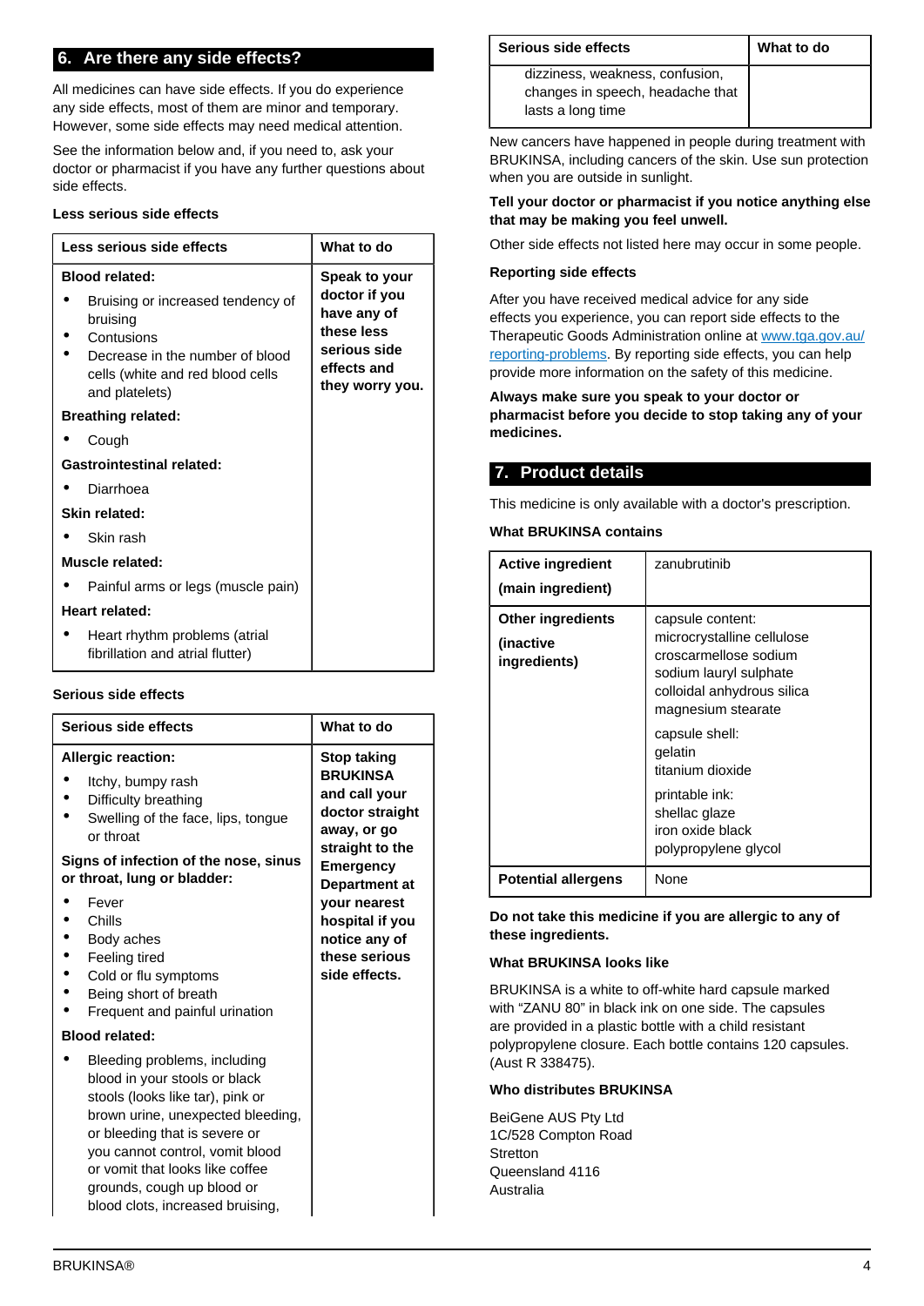## 6. Are there any side effects?

All medicines can have side effects. If you do experience any side effects, most of them are minor and temporary. However, some side effects may need medical attention.

See the information below and, if you need to, ask your doctor or pharmacist if you have any further questions about side effects.

### Less serious side effects

| Less serious side effects | What to do |
|---|---|
| **Blood related:**<br>• Bruising or increased tendency of bruising<br>• Contusions<br>• Decrease in the number of blood cells (white and red blood cells and platelets)<br>**Breathing related:**<br>• Cough<br>**Gastrointestinal related:**<br>• Diarrhoea<br>**Skin related:**<br>• Skin rash<br>**Muscle related:**<br>• Painful arms or legs (muscle pain)<br>**Heart related:**<br>• Heart rhythm problems (atrial fibrillation and atrial flutter) | **Speak to your doctor if you have any of these less serious side effects and they worry you.** |

### Serious side effects

| Serious side effects | What to do |
|---|---|
| **Allergic reaction:**<br>• Itchy, bumpy rash<br>• Difficulty breathing<br>• Swelling of the face, lips, tongue or throat<br>**Signs of infection of the nose, sinus or throat, lung or bladder:**<br>• Fever<br>• Chills<br>• Body aches<br>• Feeling tired<br>• Cold or flu symptoms<br>• Being short of breath<br>• Frequent and painful urination<br>**Blood related:**<br>• Bleeding problems, including blood in your stools or black stools (looks like tar), pink or brown urine, unexpected bleeding, or bleeding that is severe or you cannot control, vomit blood or vomit that looks like coffee grounds, cough up blood or blood clots, increased bruising, dizziness, weakness, confusion, changes in speech, headache that lasts a long time | **Stop taking BRUKINSA and call your doctor straight away, or go straight to the Emergency Department at your nearest hospital if you notice any of these serious side effects.** |

New cancers have happened in people during treatment with BRUKINSA, including cancers of the skin. Use sun protection when you are outside in sunlight.

**Tell your doctor or pharmacist if you notice anything else that may be making you feel unwell.**

Other side effects not listed here may occur in some people.

### Reporting side effects

After you have received medical advice for any side effects you experience, you can report side effects to the Therapeutic Goods Administration online at [www.tga.gov.au/reporting-problems](http://www.tga.gov.au/reporting-problems). By reporting side effects, you can help provide more information on the safety of this medicine.

**Always make sure you speak to your doctor or pharmacist before you decide to stop taking any of your medicines.**

## 7. Product details

This medicine is only available with a doctor's prescription.

### What BRUKINSA contains

| Active ingredient (main ingredient) | zanubrutinib |
|---|---|
| **Other ingredients (inactive ingredients)** | capsule content:<br>microcrystalline cellulose<br>croscarmellose sodium<br>sodium lauryl sulphate<br>colloidal anhydrous silica<br>magnesium stearate<br><br>capsule shell:<br>gelatin<br>titanium dioxide<br><br>printable ink:<br>shellac glaze<br>iron oxide black<br>polypropylene glycol |
| **Potential allergens** | None |

**Do not take this medicine if you are allergic to any of these ingredients.**

### What BRUKINSA looks like

BRUKINSA is a white to off-white hard capsule marked with "ZANU 80" in black ink on one side. The capsules are provided in a plastic bottle with a child resistant polypropylene closure. Each bottle contains 120 capsules. (Aust R 338475).

### Who distributes BRUKINSA

BeiGene AUS Pty Ltd
1C/528 Compton Road
Stretton
Queensland 4116
Australia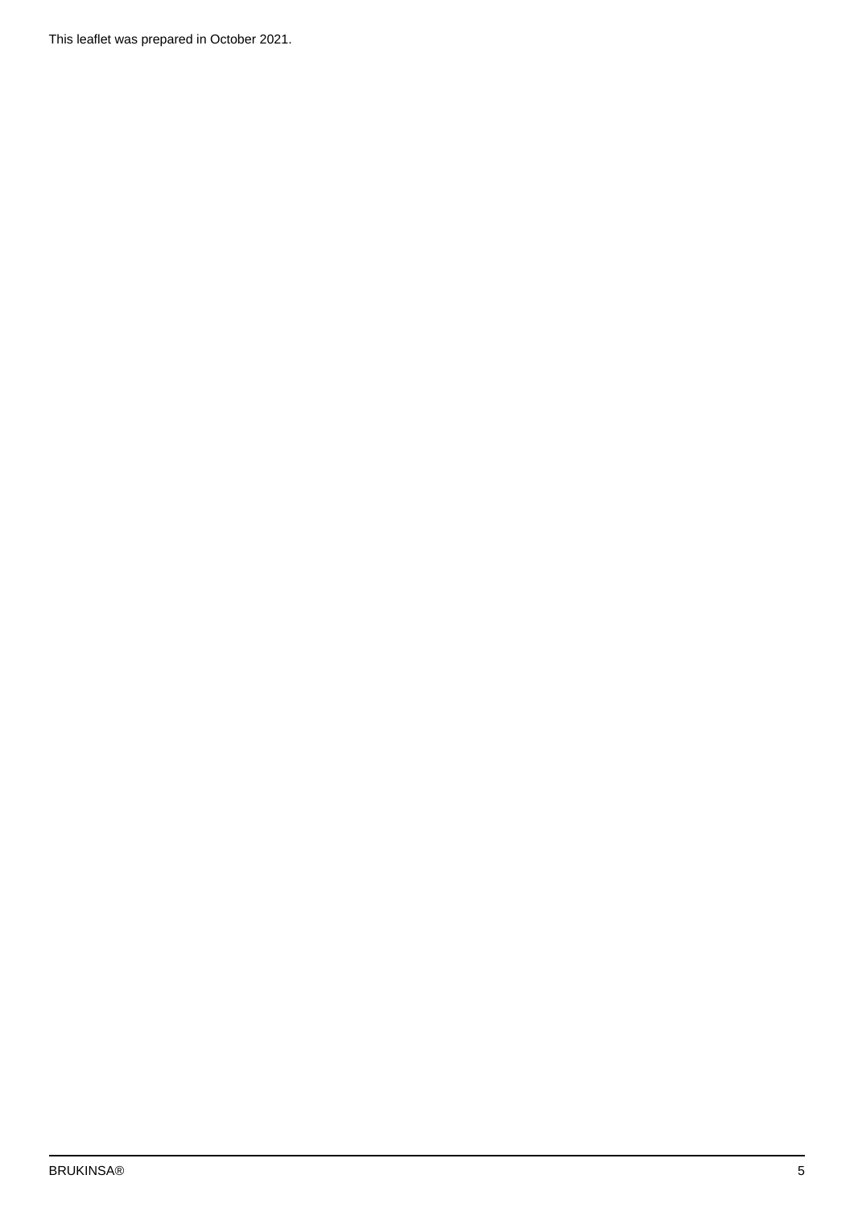This leaflet was prepared in October 2021.